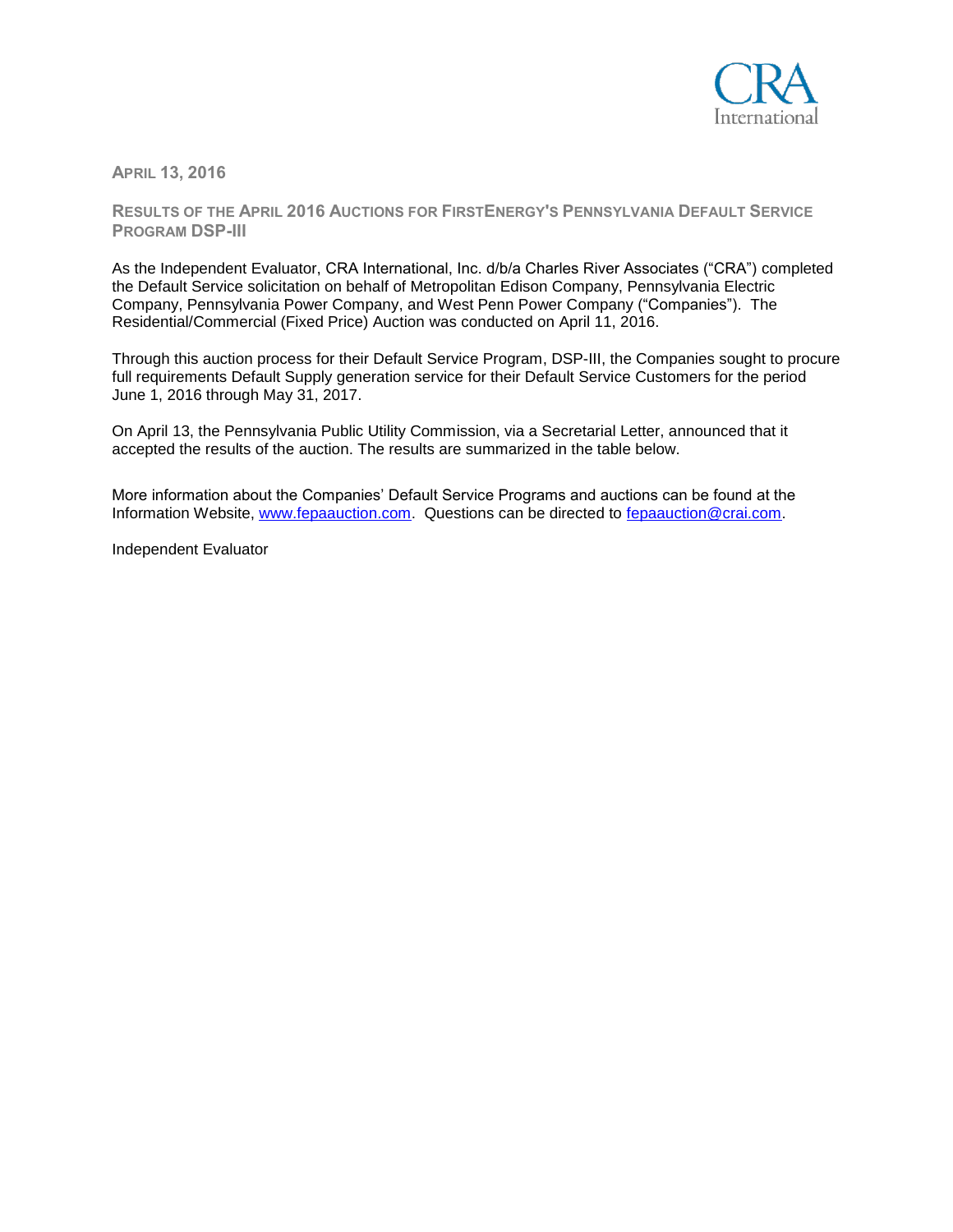**APRIL 13, 2016**

## RESULTS OF THE APRIL 2016 AUCTIONS FOR FIRSTENERGY'S PENNSYLVANIA DEFAULT SERVICE PROGRAM DSP-III

As the Independent Evaluator, CRA International, Inc. d/b/a Charles River Associates ("CRA") completed the Default Service solicitation on behalf of Metropolitan Edison Company, Pennsylvania Electric Company, Pennsylvania Power Company, and West Penn Power Company ("Companies"). The Residential/Commercial (Fixed Price) Auction was conducted on April 11, 2016.

Through this auction process for their Default Service Program, DSP-III, the Companies sought to procure full requirements Default Supply generation service for their Default Service Customers for the period June 1, 2016 through May 31, 2017.

On April 13, the Pennsylvania Public Utility Commission, via a Secretarial Letter, announced that it accepted the results of the auction. The results are summarized in the table below.

More information about the Companies' Default Service Programs and auctions can be found at the Information Website, www.fepaauction.com. Questions can be directed to fepaauction@crai.com.

Independent Evaluator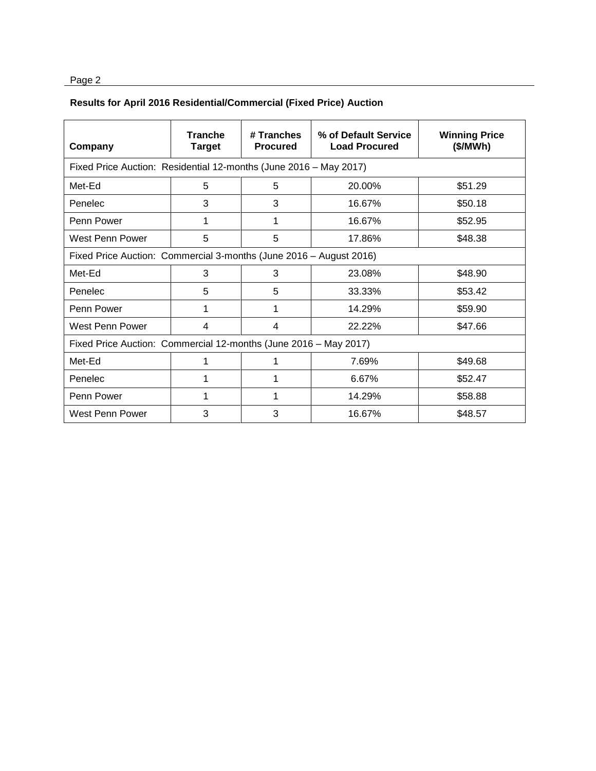**Results for April 2016 Residential/Commercial (Fixed Price) Auction**

| Company | Tranche Target | # Tranches Procured | % of Default Service Load Procured | Winning Price ($/MWh) |
|---|---|---|---|---|
| Fixed Price Auction: Residential 12-months (June 2016 – May 2017) | | | | |
| Met-Ed | 5 | 5 | 20.00% | $51.29 |
| Penelec | 3 | 3 | 16.67% | $50.18 |
| Penn Power | 1 | 1 | 16.67% | $52.95 |
| West Penn Power | 5 | 5 | 17.86% | $48.38 |
| Fixed Price Auction: Commercial 3-months (June 2016 – August 2016) | | | | |
| Met-Ed | 3 | 3 | 23.08% | $48.90 |
| Penelec | 5 | 5 | 33.33% | $53.42 |
| Penn Power | 1 | 1 | 14.29% | $59.90 |
| West Penn Power | 4 | 4 | 22.22% | $47.66 |
| Fixed Price Auction: Commercial 12-months (June 2016 – May 2017) | | | | |
| Met-Ed | 1 | 1 | 7.69% | $49.68 |
| Penelec | 1 | 1 | 6.67% | $52.47 |
| Penn Power | 1 | 1 | 14.29% | $58.88 |
| West Penn Power | 3 | 3 | 16.67% | $48.57 |